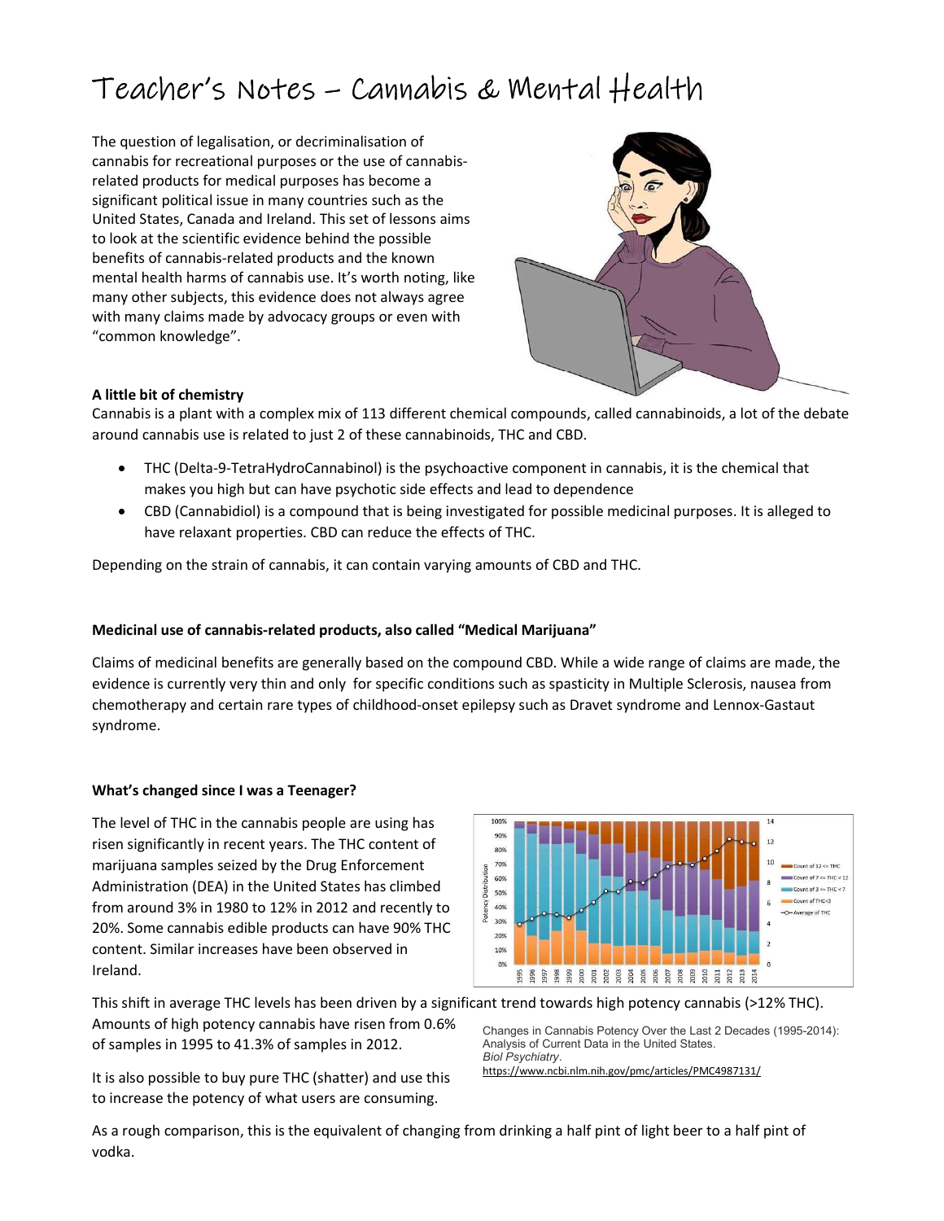# Teacher's Notes – Cannabis & Mental Health

The question of legalisation, or decriminalisation of cannabis for recreational purposes or the use of cannabis-related products for medical purposes has become a significant political issue in many countries such as the United States, Canada and Ireland. This set of lessons aims to look at the scientific evidence behind the possible benefits of cannabis-related products and the known mental health harms of cannabis use. It's worth noting, like many other subjects, this evidence does not always agree with many claims made by advocacy groups or even with "common knowledge".

**A little bit of chemistry**

Cannabis is a plant with a complex mix of 113 different chemical compounds, called cannabinoids, a lot of the debate around cannabis use is related to just 2 of these cannabinoids, THC and CBD.

- THC (Delta-9-TetraHydroCannabinol) is the psychoactive component in cannabis, it is the chemical that makes you high but can have psychotic side effects and lead to dependence
- CBD (Cannabidiol) is a compound that is being investigated for possible medicinal purposes. It is alleged to have relaxant properties. CBD can reduce the effects of THC.

Depending on the strain of cannabis, it can contain varying amounts of CBD and THC.

**Medicinal use of cannabis-related products, also called "Medical Marijuana"**

Claims of medicinal benefits are generally based on the compound CBD. While a wide range of claims are made, the evidence is currently very thin and only for specific conditions such as spasticity in Multiple Sclerosis, nausea from chemotherapy and certain rare types of childhood-onset epilepsy such as Dravet syndrome and Lennox-Gastaut syndrome.

**What's changed since I was a Teenager?**

The level of THC in the cannabis people are using has risen significantly in recent years. The THC content of marijuana samples seized by the Drug Enforcement Administration (DEA) in the United States has climbed from around 3% in 1980 to 12% in 2012 and recently to 20%. Some cannabis edible products can have 90% THC content. Similar increases have been observed in Ireland.

Changes in Cannabis Potency Over the Last 2 Decades (1995-2014): Analysis of Current Data in the United States. *Biol Psychiatry*. https://www.ncbi.nlm.nih.gov/pmc/articles/PMC4987131/

This shift in average THC levels has been driven by a significant trend towards high potency cannabis (>12% THC). Amounts of high potency cannabis have risen from 0.6% of samples in 1995 to 41.3% of samples in 2012.

It is also possible to buy pure THC (shatter) and use this to increase the potency of what users are consuming.

As a rough comparison, this is the equivalent of changing from drinking a half pint of light beer to a half pint of vodka.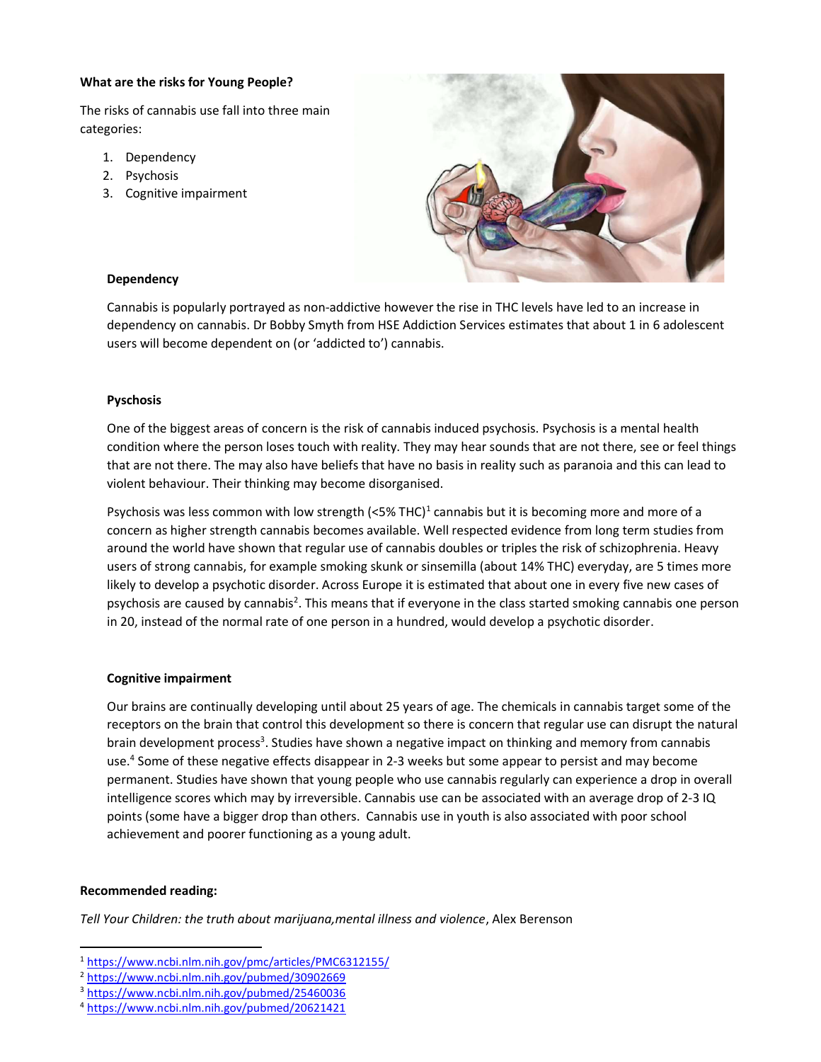**What are the risks for Young People?**

The risks of cannabis use fall into three main categories:

1. Dependency
2. Psychosis
3. Cognitive impairment

**Dependency**

Cannabis is popularly portrayed as non-addictive however the rise in THC levels have led to an increase in dependency on cannabis. Dr Bobby Smyth from HSE Addiction Services estimates that about 1 in 6 adolescent users will become dependent on (or 'addicted to') cannabis.

**Pyschosis**

One of the biggest areas of concern is the risk of cannabis induced psychosis. Psychosis is a mental health condition where the person loses touch with reality. They may hear sounds that are not there, see or feel things that are not there. The may also have beliefs that have no basis in reality such as paranoia and this can lead to violent behaviour. Their thinking may become disorganised.

Psychosis was less common with low strength (<5% THC)[1] cannabis but it is becoming more and more of a concern as higher strength cannabis becomes available. Well respected evidence from long term studies from around the world have shown that regular use of cannabis doubles or triples the risk of schizophrenia. Heavy users of strong cannabis, for example smoking skunk or sinsemilla (about 14% THC) everyday, are 5 times more likely to develop a psychotic disorder. Across Europe it is estimated that about one in every five new cases of psychosis are caused by cannabis[2]. This means that if everyone in the class started smoking cannabis one person in 20, instead of the normal rate of one person in a hundred, would develop a psychotic disorder.

**Cognitive impairment**

Our brains are continually developing until about 25 years of age. The chemicals in cannabis target some of the receptors on the brain that control this development so there is concern that regular use can disrupt the natural brain development process[3]. Studies have shown a negative impact on thinking and memory from cannabis use.[4] Some of these negative effects disappear in 2-3 weeks but some appear to persist and may become permanent. Studies have shown that young people who use cannabis regularly can experience a drop in overall intelligence scores which may by irreversible. Cannabis use can be associated with an average drop of 2-3 IQ points (some have a bigger drop than others. Cannabis use in youth is also associated with poor school achievement and poorer functioning as a young adult.

**Recommended reading:**

*Tell Your Children: the truth about marijuana,mental illness and violence*, Alex Berenson

---

[1] https://www.ncbi.nlm.nih.gov/pmc/articles/PMC6312155/

[2] https://www.ncbi.nlm.nih.gov/pubmed/30902669

[3] https://www.ncbi.nlm.nih.gov/pubmed/25460036

[4] https://www.ncbi.nlm.nih.gov/pubmed/20621421